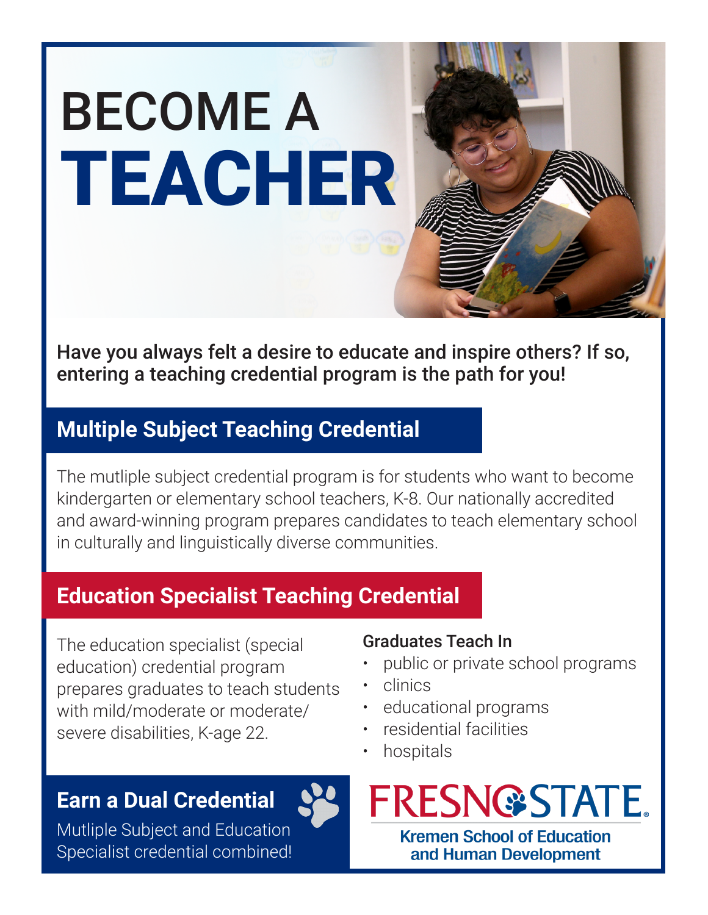# BECOME A TEACHER

**Have you always felt a desire to educate and inspire others? If so, entering a teaching credential program is the path for you!**

## Multiple Subject Teaching Credential

The mutliple subject credential program is for students who want to become kindergarten or elementary school teachers, K-8. Our nationally accredited and award-winning program prepares candidates to teach elementary school in culturally and linguistically diverse communities.

## Education Specialist Teaching Credential

The education specialist (special education) credential program prepares graduates to teach students with mild/moderate or moderate/severe disabilities, K-age 22.

### Graduates Teach In

- public or private school programs
- clinics
- educational programs
- residential facilities
- hospitals

## Earn a Dual Credential

Mutliple Subject and Education Specialist credential combined!

FRESNO STATE

Kremen School of Education and Human Development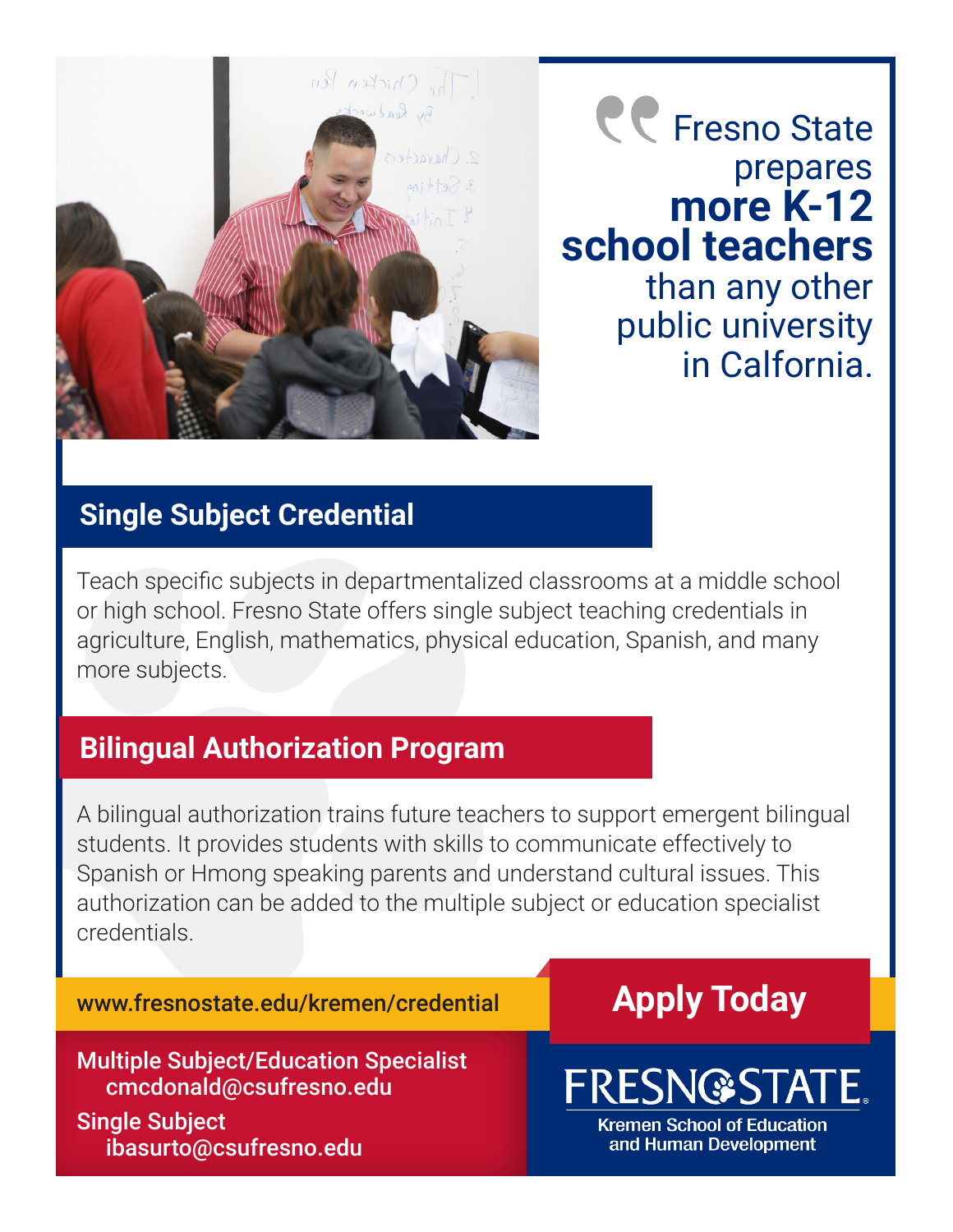> Fresno State prepares **more K-12 school teachers** than any other public university in Calfornia.

## Single Subject Credential

Teach specific subjects in departmentalized classrooms at a middle school or high school. Fresno State offers single subject teaching credentials in agriculture, English, mathematics, physical education, Spanish, and many more subjects.

## Bilingual Authorization Program

A bilingual authorization trains future teachers to support emergent bilingual students. It provides students with skills to communicate effectively to Spanish or Hmong speaking parents and understand cultural issues. This authorization can be added to the multiple subject or education specialist credentials.

www.fresnostate.edu/kremen/credential

**Apply Today**

Multiple Subject/Education Specialist
cmcdonald@csufresno.edu

Single Subject
ibasurto@csufresno.edu

FRESNO STATE
Kremen School of Education and Human Development